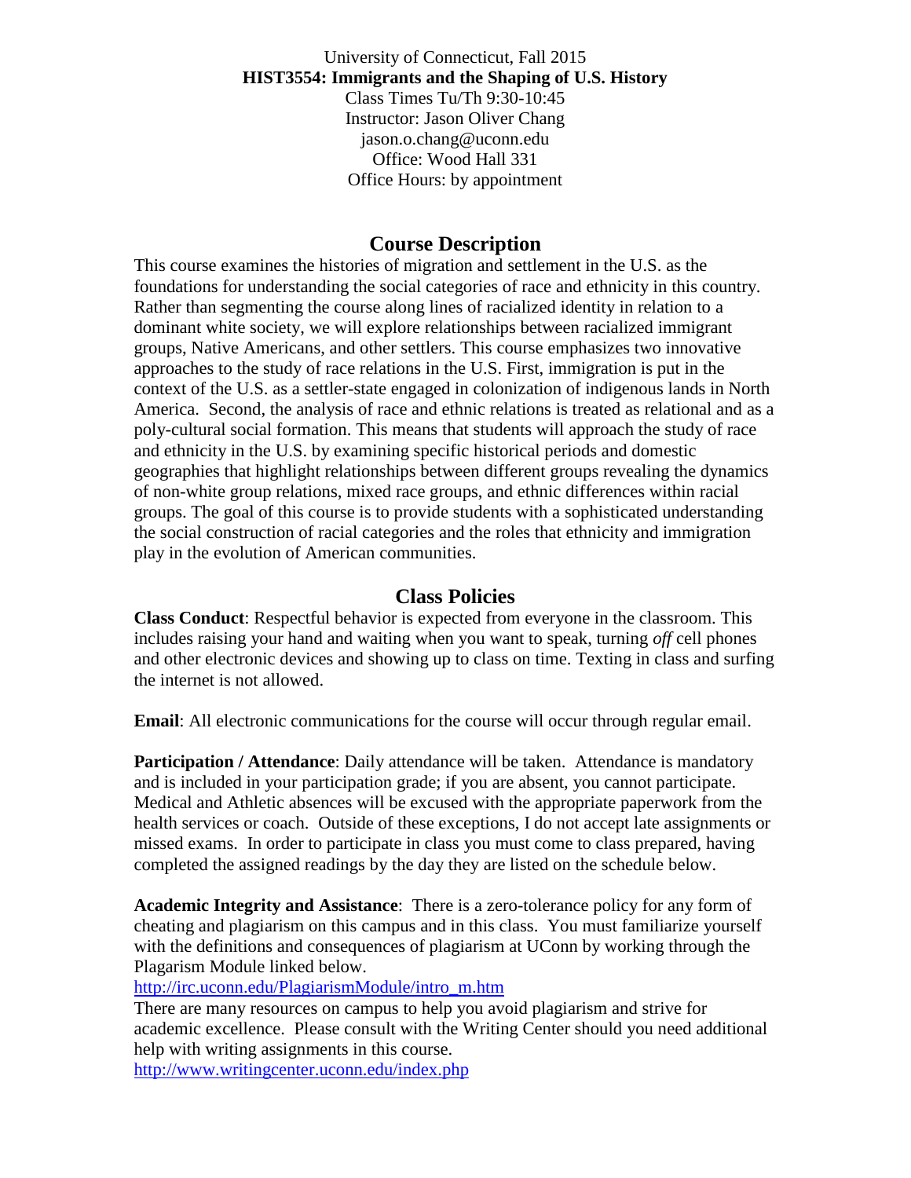University of Connecticut, Fall 2015

**HIST3554: Immigrants and the Shaping of U.S. History**

Class Times Tu/Th 9:30-10:45

Instructor: Jason Oliver Chang

jason.o.chang@uconn.edu

Office: Wood Hall 331

Office Hours: by appointment

## Course Description

This course examines the histories of migration and settlement in the U.S. as the foundations for understanding the social categories of race and ethnicity in this country. Rather than segmenting the course along lines of racialized identity in relation to a dominant white society, we will explore relationships between racialized immigrant groups, Native Americans, and other settlers. This course emphasizes two innovative approaches to the study of race relations in the U.S. First, immigration is put in the context of the U.S. as a settler-state engaged in colonization of indigenous lands in North America. Second, the analysis of race and ethnic relations is treated as relational and as a poly-cultural social formation. This means that students will approach the study of race and ethnicity in the U.S. by examining specific historical periods and domestic geographies that highlight relationships between different groups revealing the dynamics of non-white group relations, mixed race groups, and ethnic differences within racial groups. The goal of this course is to provide students with a sophisticated understanding the social construction of racial categories and the roles that ethnicity and immigration play in the evolution of American communities.

## Class Policies

**Class Conduct**: Respectful behavior is expected from everyone in the classroom. This includes raising your hand and waiting when you want to speak, turning *off* cell phones and other electronic devices and showing up to class on time. Texting in class and surfing the internet is not allowed.

**Email**: All electronic communications for the course will occur through regular email.

**Participation / Attendance**: Daily attendance will be taken. Attendance is mandatory and is included in your participation grade; if you are absent, you cannot participate. Medical and Athletic absences will be excused with the appropriate paperwork from the health services or coach. Outside of these exceptions, I do not accept late assignments or missed exams. In order to participate in class you must come to class prepared, having completed the assigned readings by the day they are listed on the schedule below.

**Academic Integrity and Assistance**: There is a zero-tolerance policy for any form of cheating and plagiarism on this campus and in this class. You must familiarize yourself with the definitions and consequences of plagiarism at UConn by working through the Plagarism Module linked below.

http://irc.uconn.edu/PlagiarismModule/intro_m.htm

There are many resources on campus to help you avoid plagiarism and strive for academic excellence. Please consult with the Writing Center should you need additional help with writing assignments in this course.

http://www.writingcenter.uconn.edu/index.php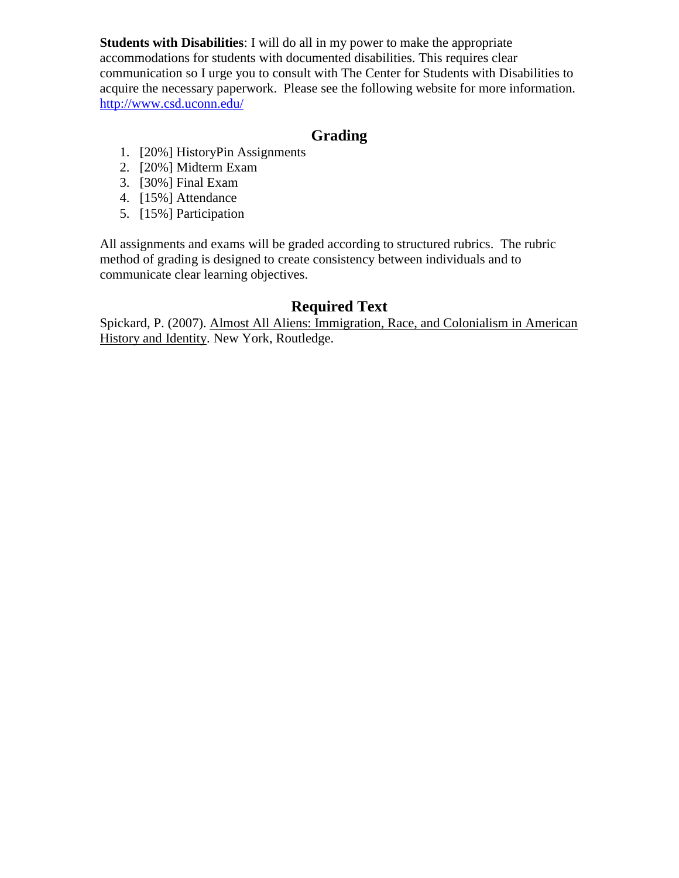**Students with Disabilities**: I will do all in my power to make the appropriate accommodations for students with documented disabilities. This requires clear communication so I urge you to consult with The Center for Students with Disabilities to acquire the necessary paperwork. Please see the following website for more information. http://www.csd.uconn.edu/

## Grading

1. [20%] HistoryPin Assignments
2. [20%] Midterm Exam
3. [30%] Final Exam
4. [15%] Attendance
5. [15%] Participation

All assignments and exams will be graded according to structured rubrics. The rubric method of grading is designed to create consistency between individuals and to communicate clear learning objectives.

## Required Text

Spickard, P. (2007). Almost All Aliens: Immigration, Race, and Colonialism in American History and Identity. New York, Routledge.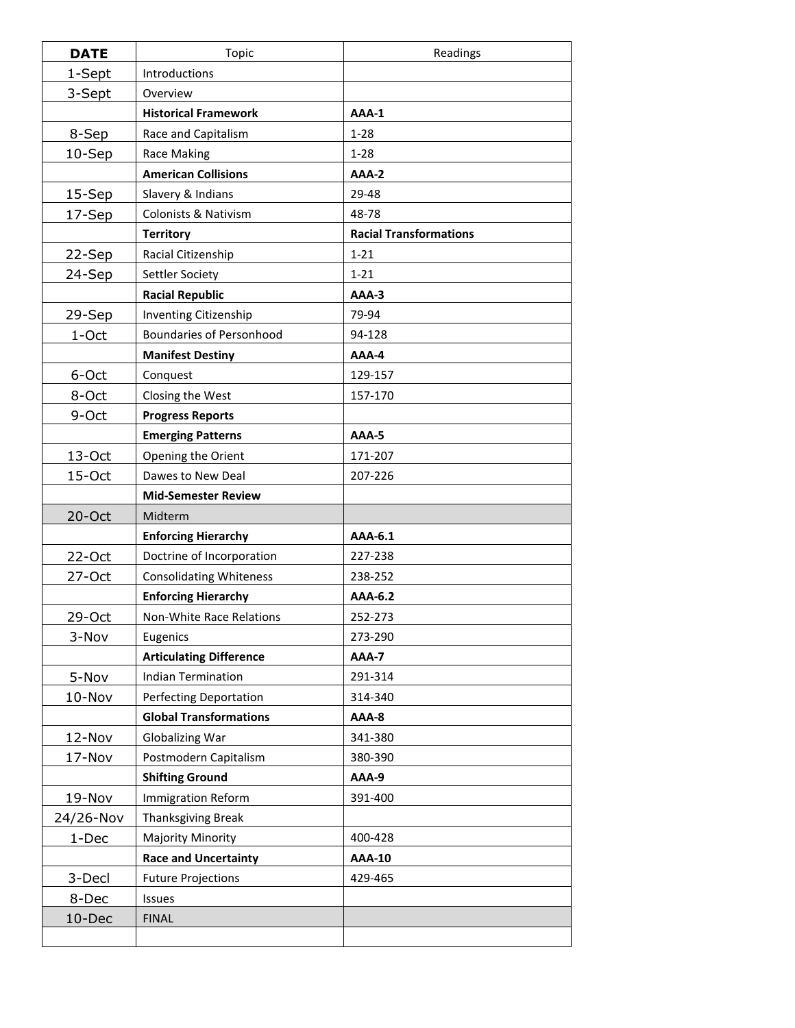| DATE | Topic | Readings |
|---|---|---|
| 1-Sept | Introductions | |
| 3-Sept | Overview | |
| | **Historical Framework** | **AAA-1** |
| 8-Sep | Race and Capitalism | 1-28 |
| 10-Sep | Race Making | 1-28 |
| | **American Collisions** | **AAA-2** |
| 15-Sep | Slavery & Indians | 29-48 |
| 17-Sep | Colonists & Nativism | 48-78 |
| | **Territory** | **Racial Transformations** |
| 22-Sep | Racial Citizenship | 1-21 |
| 24-Sep | Settler Society | 1-21 |
| | **Racial Republic** | **AAA-3** |
| 29-Sep | Inventing Citizenship | 79-94 |
| 1-Oct | Boundaries of Personhood | 94-128 |
| | **Manifest Destiny** | **AAA-4** |
| 6-Oct | Conquest | 129-157 |
| 8-Oct | Closing the West | 157-170 |
| 9-Oct | **Progress Reports** | |
| | **Emerging Patterns** | **AAA-5** |
| 13-Oct | Opening the Orient | 171-207 |
| 15-Oct | Dawes to New Deal | 207-226 |
| | **Mid-Semester Review** | |
| 20-Oct | Midterm | |
| | **Enforcing Hierarchy** | **AAA-6.1** |
| 22-Oct | Doctrine of Incorporation | 227-238 |
| 27-Oct | Consolidating Whiteness | 238-252 |
| | **Enforcing Hierarchy** | **AAA-6.2** |
| 29-Oct | Non-White Race Relations | 252-273 |
| 3-Nov | Eugenics | 273-290 |
| | **Articulating Difference** | **AAA-7** |
| 5-Nov | Indian Termination | 291-314 |
| 10-Nov | Perfecting Deportation | 314-340 |
| | **Global Transformations** | **AAA-8** |
| 12-Nov | Globalizing War | 341-380 |
| 17-Nov | Postmodern Capitalism | 380-390 |
| | **Shifting Ground** | **AAA-9** |
| 19-Nov | Immigration Reform | 391-400 |
| 24/26-Nov | Thanksgiving Break | |
| 1-Dec | Majority Minority | 400-428 |
| | **Race and Uncertainty** | **AAA-10** |
| 3-Decl | Future Projections | 429-465 |
| 8-Dec | Issues | |
| 10-Dec | FINAL | |
| | | |